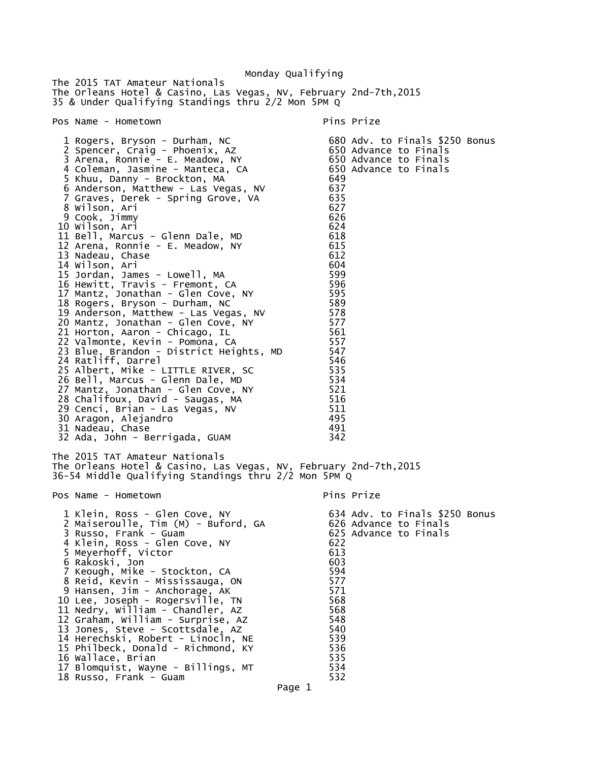Monday Qualifying

The 2015 TAT Amateur Nationals
The Orleans Hotel & Casino, Las Vegas, NV, February 2nd-7th,2015
35 & Under Qualifying Standings thru 2/2 Mon 5PM Q

| Pos | Name - Hometown | Pins | Prize |
|---|---|---|---|
| 1 | Rogers, Bryson - Durham, NC | 680 | Adv. to Finals $250 Bonus |
| 2 | Spencer, Craig - Phoenix, AZ | 650 | Advance to Finals |
| 3 | Arena, Ronnie - E. Meadow, NY | 650 | Advance to Finals |
| 4 | Coleman, Jasmine - Manteca, CA | 650 | Advance to Finals |
| 5 | Khuu, Danny - Brockton, MA | 649 | |
| 6 | Anderson, Matthew - Las Vegas, NV | 637 | |
| 7 | Graves, Derek - Spring Grove, VA | 635 | |
| 8 | Wilson, Ari | 627 | |
| 9 | Cook, Jimmy | 626 | |
| 10 | Wilson, Ari | 624 | |
| 11 | Bell, Marcus - Glenn Dale, MD | 618 | |
| 12 | Arena, Ronnie - E. Meadow, NY | 615 | |
| 13 | Nadeau, Chase | 612 | |
| 14 | Wilson, Ari | 604 | |
| 15 | Jordan, James - Lowell, MA | 599 | |
| 16 | Hewitt, Travis - Fremont, CA | 596 | |
| 17 | Mantz, Jonathan - Glen Cove, NY | 595 | |
| 18 | Rogers, Bryson - Durham, NC | 589 | |
| 19 | Anderson, Matthew - Las Vegas, NV | 578 | |
| 20 | Mantz, Jonathan - Glen Cove, NY | 577 | |
| 21 | Horton, Aaron - Chicago, IL | 561 | |
| 22 | Valmonte, Kevin - Pomona, CA | 557 | |
| 23 | Blue, Brandon - District Heights, MD | 547 | |
| 24 | Ratliff, Darrel | 546 | |
| 25 | Albert, Mike - LITTLE RIVER, SC | 535 | |
| 26 | Bell, Marcus - Glenn Dale, MD | 534 | |
| 27 | Mantz, Jonathan - Glen Cove, NY | 521 | |
| 28 | Chalifoux, David - Saugas, MA | 516 | |
| 29 | Cenci, Brian - Las Vegas, NV | 511 | |
| 30 | Aragon, Alejandro | 495 | |
| 31 | Nadeau, Chase | 491 | |
| 32 | Ada, John - Berrigada, GUAM | 342 | |

The 2015 TAT Amateur Nationals
The Orleans Hotel & Casino, Las Vegas, NV, February 2nd-7th,2015
36-54 Middle Qualifying Standings thru 2/2 Mon 5PM Q

| Pos | Name - Hometown | Pins | Prize |
|---|---|---|---|
| 1 | Klein, Ross - Glen Cove, NY | 634 | Adv. to Finals $250 Bonus |
| 2 | Maiseroulle, Tim (M) - Buford, GA | 626 | Advance to Finals |
| 3 | Russo, Frank - Guam | 625 | Advance to Finals |
| 4 | Klein, Ross - Glen Cove, NY | 622 | |
| 5 | Meyerhoff, Victor | 613 | |
| 6 | Rakoski, Jon | 603 | |
| 7 | Keough, Mike - Stockton, CA | 594 | |
| 8 | Reid, Kevin - Mississauga, ON | 577 | |
| 9 | Hansen, Jim - Anchorage, AK | 571 | |
| 10 | Lee, Joseph - Rogersville, TN | 568 | |
| 11 | Nedry, William - Chandler, AZ | 568 | |
| 12 | Graham, William - Surprise, AZ | 548 | |
| 13 | Jones, Steve - Scottsdale, AZ | 540 | |
| 14 | Herechski, Robert - Linocln, NE | 539 | |
| 15 | Philbeck, Donald - Richmond, KY | 536 | |
| 16 | Wallace, Brian | 535 | |
| 17 | Blomquist, Wayne - Billings, MT | 534 | |
| 18 | Russo, Frank - Guam | 532 | |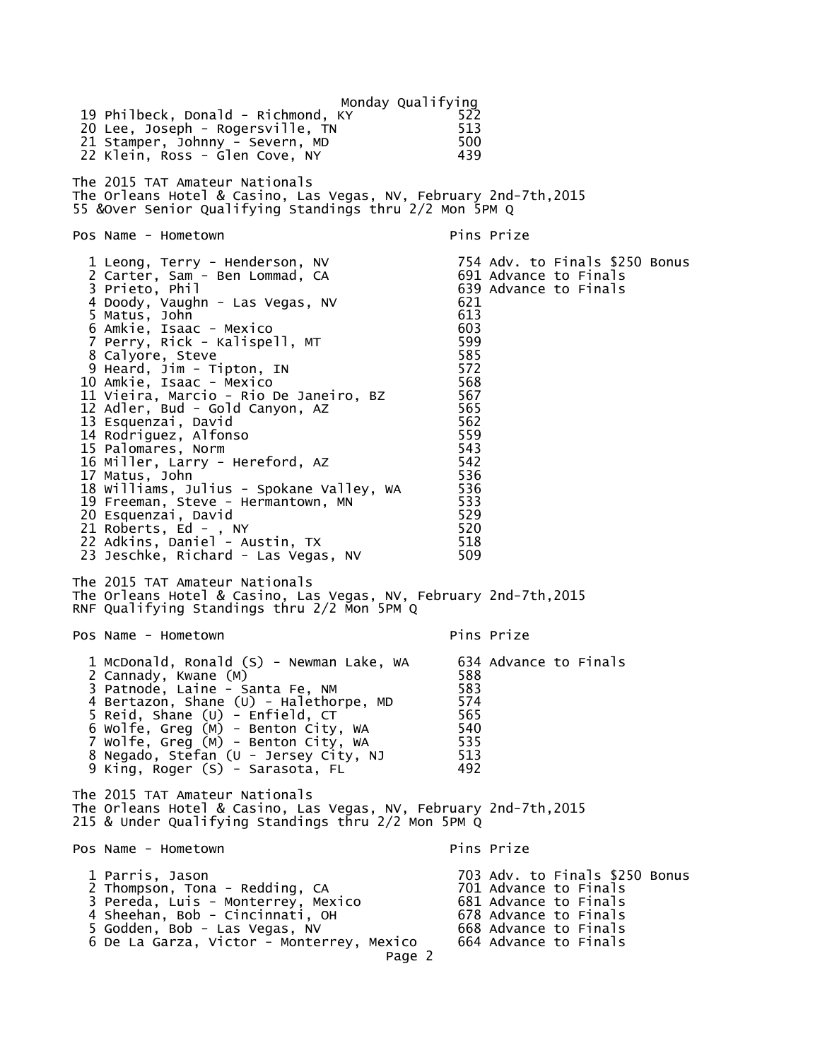Monday Qualifying

| Pos | Name - Hometown | Pins | Prize |
|---|---|---|---|
| 19 | Philbeck, Donald - Richmond, KY | 522 | |
| 20 | Lee, Joseph - Rogersville, TN | 513 | |
| 21 | Stamper, Johnny - Severn, MD | 500 | |
| 22 | Klein, Ross - Glen Cove, NY | 439 | |

The 2015 TAT Amateur Nationals
The Orleans Hotel & Casino, Las Vegas, NV, February 2nd-7th,2015
55 &Over Senior Qualifying Standings thru 2/2 Mon 5PM Q

| Pos | Name - Hometown | Pins | Prize |
|---|---|---|---|
| 1 | Leong, Terry - Henderson, NV | 754 | Adv. to Finals $250 Bonus |
| 2 | Carter, Sam - Ben Lommad, CA | 691 | Advance to Finals |
| 3 | Prieto, Phil | 639 | Advance to Finals |
| 4 | Doody, Vaughn - Las Vegas, NV | 621 | |
| 5 | Matus, John | 613 | |
| 6 | Amkie, Isaac - Mexico | 603 | |
| 7 | Perry, Rick - Kalispell, MT | 599 | |
| 8 | Calyore, Steve | 585 | |
| 9 | Heard, Jim - Tipton, IN | 572 | |
| 10 | Amkie, Isaac - Mexico | 568 | |
| 11 | Vieira, Marcio - Rio De Janeiro, BZ | 567 | |
| 12 | Adler, Bud - Gold Canyon, AZ | 565 | |
| 13 | Esquenzai, David | 562 | |
| 14 | Rodriguez, Alfonso | 559 | |
| 15 | Palomares, Norm | 543 | |
| 16 | Miller, Larry - Hereford, AZ | 542 | |
| 17 | Matus, John | 536 | |
| 18 | Williams, Julius - Spokane Valley, WA | 536 | |
| 19 | Freeman, Steve - Hermantown, MN | 533 | |
| 20 | Esquenzai, David | 529 | |
| 21 | Roberts, Ed - , NY | 520 | |
| 22 | Adkins, Daniel - Austin, TX | 518 | |
| 23 | Jeschke, Richard - Las Vegas, NV | 509 | |

The 2015 TAT Amateur Nationals
The Orleans Hotel & Casino, Las Vegas, NV, February 2nd-7th,2015
RNF Qualifying Standings thru 2/2 Mon 5PM Q

| Pos | Name - Hometown | Pins | Prize |
|---|---|---|---|
| 1 | McDonald, Ronald (S) - Newman Lake, WA | 634 | Advance to Finals |
| 2 | Cannady, Kwane (M) | 588 | |
| 3 | Patnode, Laine - Santa Fe, NM | 583 | |
| 4 | Bertazon, Shane (U) - Halethorpe, MD | 574 | |
| 5 | Reid, Shane (U) - Enfield, CT | 565 | |
| 6 | Wolfe, Greg (M) - Benton City, WA | 540 | |
| 7 | Wolfe, Greg (M) - Benton City, WA | 535 | |
| 8 | Negado, Stefan (U - Jersey City, NJ | 513 | |
| 9 | King, Roger (S) - Sarasota, FL | 492 | |

The 2015 TAT Amateur Nationals
The Orleans Hotel & Casino, Las Vegas, NV, February 2nd-7th,2015
215 & Under Qualifying Standings thru 2/2 Mon 5PM Q

| Pos | Name - Hometown | Pins | Prize |
|---|---|---|---|
| 1 | Parris, Jason | 703 | Adv. to Finals $250 Bonus |
| 2 | Thompson, Tona - Redding, CA | 701 | Advance to Finals |
| 3 | Pereda, Luis - Monterrey, Mexico | 681 | Advance to Finals |
| 4 | Sheehan, Bob - Cincinnati, OH | 678 | Advance to Finals |
| 5 | Godden, Bob - Las Vegas, NV | 668 | Advance to Finals |
| 6 | De La Garza, Victor - Monterrey, Mexico | 664 | Advance to Finals |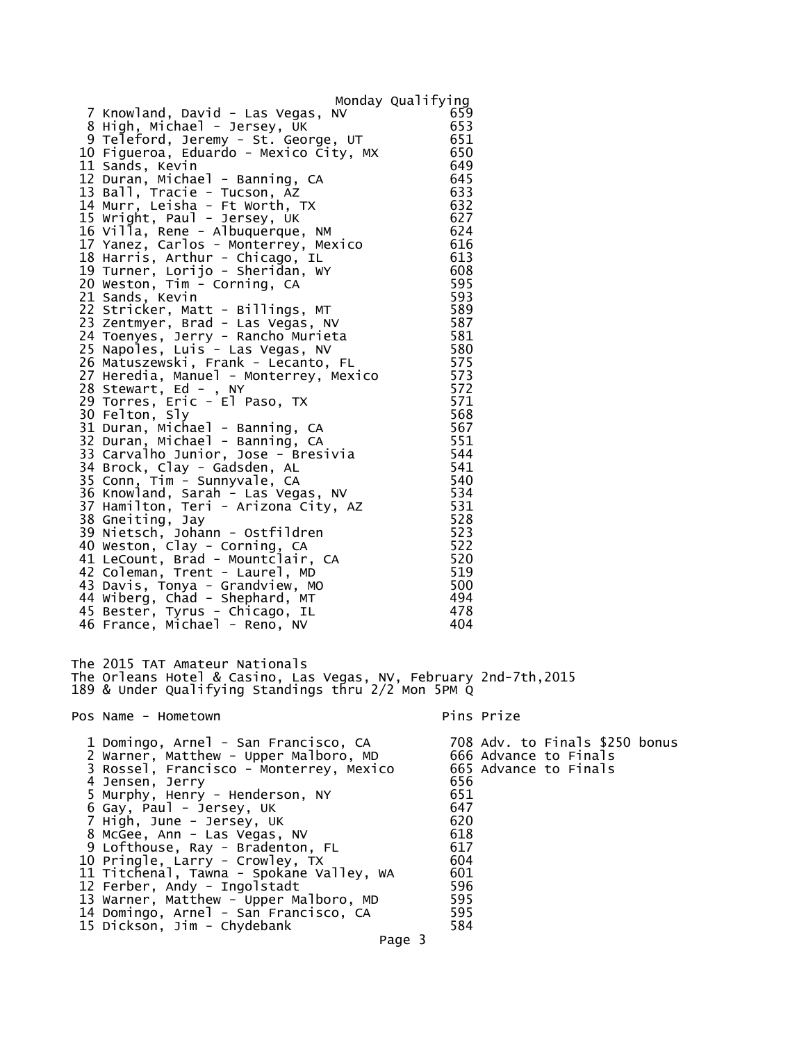Monday Qualifying

| Pos | Name - Hometown | Pins |
|---|---|---|
| 7 | Knowland, David - Las Vegas, NV | 659 |
| 8 | High, Michael - Jersey, UK | 653 |
| 9 | Teleford, Jeremy - St. George, UT | 651 |
| 10 | Figueroa, Eduardo - Mexico City, MX | 650 |
| 11 | Sands, Kevin | 649 |
| 12 | Duran, Michael - Banning, CA | 645 |
| 13 | Ball, Tracie - Tucson, AZ | 633 |
| 14 | Murr, Leisha - Ft Worth, TX | 632 |
| 15 | Wright, Paul - Jersey, UK | 627 |
| 16 | Villa, Rene - Albuquerque, NM | 624 |
| 17 | Yanez, Carlos - Monterrey, Mexico | 616 |
| 18 | Harris, Arthur - Chicago, IL | 613 |
| 19 | Turner, Lorijo - Sheridan, WY | 608 |
| 20 | Weston, Tim - Corning, CA | 595 |
| 21 | Sands, Kevin | 593 |
| 22 | Stricker, Matt - Billings, MT | 589 |
| 23 | Zentmyer, Brad - Las Vegas, NV | 587 |
| 24 | Toenyes, Jerry - Rancho Murieta | 581 |
| 25 | Napoles, Luis - Las Vegas, NV | 580 |
| 26 | Matuszewski, Frank - Lecanto, FL | 575 |
| 27 | Heredia, Manuel - Monterrey, Mexico | 573 |
| 28 | Stewart, Ed - , NY | 572 |
| 29 | Torres, Eric - El Paso, TX | 571 |
| 30 | Felton, Sly | 568 |
| 31 | Duran, Michael - Banning, CA | 567 |
| 32 | Duran, Michael - Banning, CA | 551 |
| 33 | Carvalho Junior, Jose - Bresivia | 544 |
| 34 | Brock, Clay - Gadsden, AL | 541 |
| 35 | Conn, Tim - Sunnyvale, CA | 540 |
| 36 | Knowland, Sarah - Las Vegas, NV | 534 |
| 37 | Hamilton, Teri - Arizona City, AZ | 531 |
| 38 | Gneiting, Jay | 528 |
| 39 | Nietsch, Johann - Ostfildren | 523 |
| 40 | Weston, Clay - Corning, CA | 522 |
| 41 | LeCount, Brad - Mountclair, CA | 520 |
| 42 | Coleman, Trent - Laurel, MD | 519 |
| 43 | Davis, Tonya - Grandview, MO | 500 |
| 44 | Wiberg, Chad - Shephard, MT | 494 |
| 45 | Bester, Tyrus - Chicago, IL | 478 |
| 46 | France, Michael - Reno, NV | 404 |

The 2015 TAT Amateur Nationals
The Orleans Hotel & Casino, Las Vegas, NV, February 2nd-7th,2015
189 & Under Qualifying Standings thru 2/2 Mon 5PM Q

| Pos | Name - Hometown | Pins | Prize |
|---|---|---|---|
| 1 | Domingo, Arnel - San Francisco, CA | 708 | Adv. to Finals $250 bonus |
| 2 | Warner, Matthew - Upper Malboro, MD | 666 | Advance to Finals |
| 3 | Rossel, Francisco - Monterrey, Mexico | 665 | Advance to Finals |
| 4 | Jensen, Jerry | 656 | |
| 5 | Murphy, Henry - Henderson, NY | 651 | |
| 6 | Gay, Paul - Jersey, UK | 647 | |
| 7 | High, June - Jersey, UK | 620 | |
| 8 | McGee, Ann - Las Vegas, NV | 618 | |
| 9 | Lofthouse, Ray - Bradenton, FL | 617 | |
| 10 | Pringle, Larry - Crowley, TX | 604 | |
| 11 | Titchenal, Tawna - Spokane Valley, WA | 601 | |
| 12 | Ferber, Andy - Ingolstadt | 596 | |
| 13 | Warner, Matthew - Upper Malboro, MD | 595 | |
| 14 | Domingo, Arnel - San Francisco, CA | 595 | |
| 15 | Dickson, Jim - Chydebank | 584 | |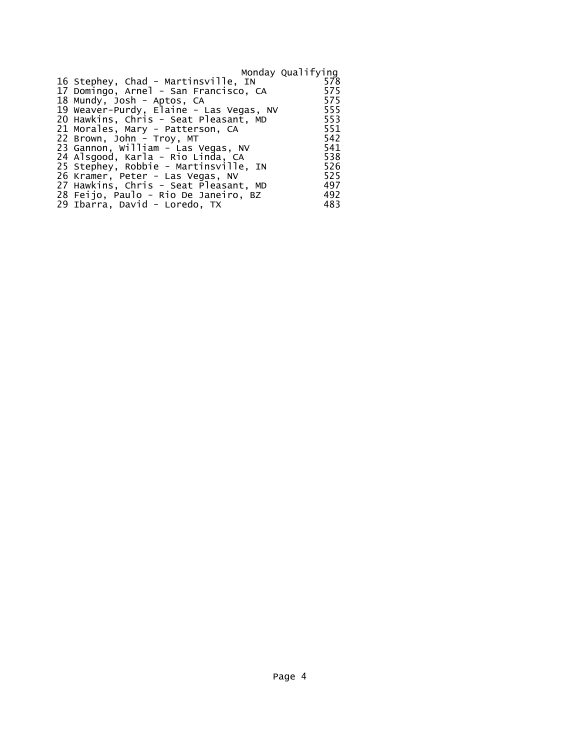Monday Qualifying

| | | |
|---|---|---|
| 16 | Stephey, Chad - Martinsville, IN | 578 |
| 17 | Domingo, Arnel - San Francisco, CA | 575 |
| 18 | Mundy, Josh - Aptos, CA | 575 |
| 19 | Weaver-Purdy, Elaine - Las Vegas, NV | 555 |
| 20 | Hawkins, Chris - Seat Pleasant, MD | 553 |
| 21 | Morales, Mary - Patterson, CA | 551 |
| 22 | Brown, John - Troy, MT | 542 |
| 23 | Gannon, William - Las Vegas, NV | 541 |
| 24 | Alsgood, Karla - Rio Linda, CA | 538 |
| 25 | Stephey, Robbie - Martinsville, IN | 526 |
| 26 | Kramer, Peter - Las Vegas, NV | 525 |
| 27 | Hawkins, Chris - Seat Pleasant, MD | 497 |
| 28 | Feijo, Paulo - Rio De Janeiro, BZ | 492 |
| 29 | Ibarra, David - Loredo, TX | 483 |